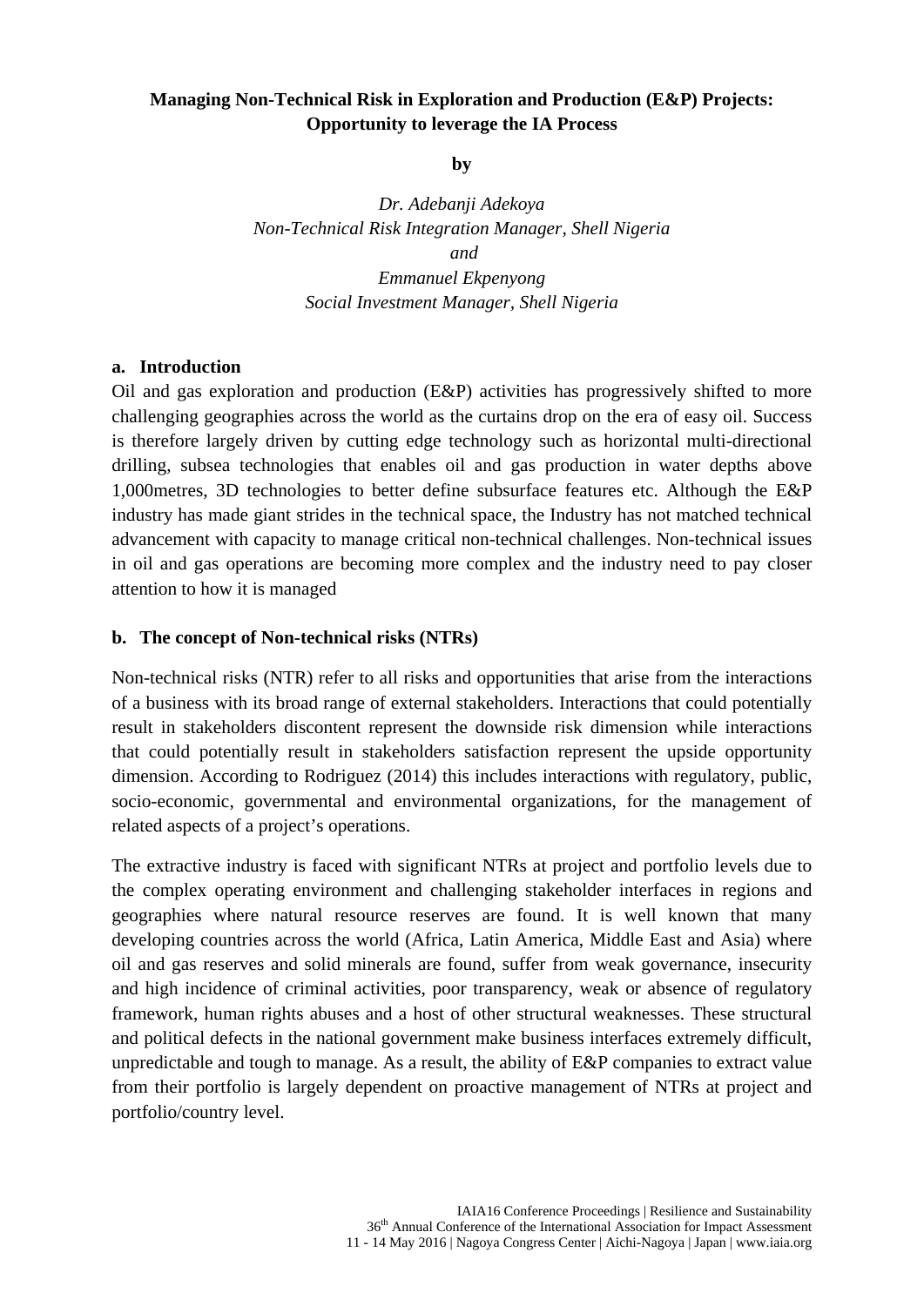# Managing Non-Technical Risk in Exploration and Production (E&P) Projects: Opportunity to leverage the IA Process

**by**

*Dr. Adebanji Adekoya*
*Non-Technical Risk Integration Manager, Shell Nigeria*
*and*
*Emmanuel Ekpenyong*
*Social Investment Manager, Shell Nigeria*

## a. Introduction

Oil and gas exploration and production (E&P) activities has progressively shifted to more challenging geographies across the world as the curtains drop on the era of easy oil. Success is therefore largely driven by cutting edge technology such as horizontal multi-directional drilling, subsea technologies that enables oil and gas production in water depths above 1,000metres, 3D technologies to better define subsurface features etc. Although the E&P industry has made giant strides in the technical space, the Industry has not matched technical advancement with capacity to manage critical non-technical challenges. Non-technical issues in oil and gas operations are becoming more complex and the industry need to pay closer attention to how it is managed

## b. The concept of Non-technical risks (NTRs)

Non-technical risks (NTR) refer to all risks and opportunities that arise from the interactions of a business with its broad range of external stakeholders. Interactions that could potentially result in stakeholders discontent represent the downside risk dimension while interactions that could potentially result in stakeholders satisfaction represent the upside opportunity dimension. According to Rodriguez (2014) this includes interactions with regulatory, public, socio-economic, governmental and environmental organizations, for the management of related aspects of a project's operations.

The extractive industry is faced with significant NTRs at project and portfolio levels due to the complex operating environment and challenging stakeholder interfaces in regions and geographies where natural resource reserves are found. It is well known that many developing countries across the world (Africa, Latin America, Middle East and Asia) where oil and gas reserves and solid minerals are found, suffer from weak governance, insecurity and high incidence of criminal activities, poor transparency, weak or absence of regulatory framework, human rights abuses and a host of other structural weaknesses. These structural and political defects in the national government make business interfaces extremely difficult, unpredictable and tough to manage. As a result, the ability of E&P companies to extract value from their portfolio is largely dependent on proactive management of NTRs at project and portfolio/country level.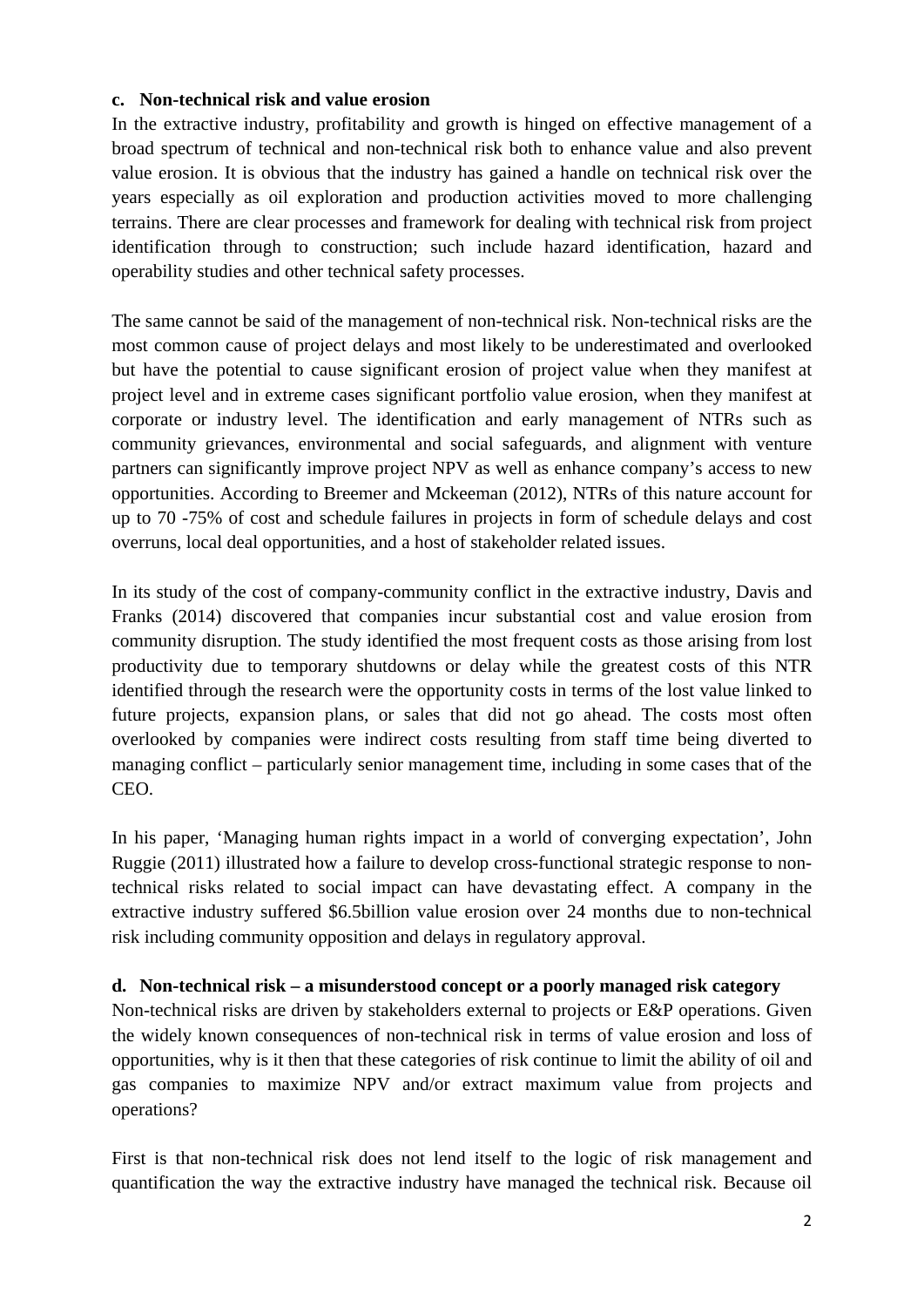**c. Non-technical risk and value erosion**

In the extractive industry, profitability and growth is hinged on effective management of a broad spectrum of technical and non-technical risk both to enhance value and also prevent value erosion. It is obvious that the industry has gained a handle on technical risk over the years especially as oil exploration and production activities moved to more challenging terrains. There are clear processes and framework for dealing with technical risk from project identification through to construction; such include hazard identification, hazard and operability studies and other technical safety processes.

The same cannot be said of the management of non-technical risk. Non-technical risks are the most common cause of project delays and most likely to be underestimated and overlooked but have the potential to cause significant erosion of project value when they manifest at project level and in extreme cases significant portfolio value erosion, when they manifest at corporate or industry level. The identification and early management of NTRs such as community grievances, environmental and social safeguards, and alignment with venture partners can significantly improve project NPV as well as enhance company's access to new opportunities. According to Breemer and Mckeeman (2012), NTRs of this nature account for up to 70 -75% of cost and schedule failures in projects in form of schedule delays and cost overruns, local deal opportunities, and a host of stakeholder related issues.

In its study of the cost of company-community conflict in the extractive industry, Davis and Franks (2014) discovered that companies incur substantial cost and value erosion from community disruption. The study identified the most frequent costs as those arising from lost productivity due to temporary shutdowns or delay while the greatest costs of this NTR identified through the research were the opportunity costs in terms of the lost value linked to future projects, expansion plans, or sales that did not go ahead. The costs most often overlooked by companies were indirect costs resulting from staff time being diverted to managing conflict – particularly senior management time, including in some cases that of the CEO.

In his paper, 'Managing human rights impact in a world of converging expectation', John Ruggie (2011) illustrated how a failure to develop cross-functional strategic response to non-technical risks related to social impact can have devastating effect. A company in the extractive industry suffered $6.5billion value erosion over 24 months due to non-technical risk including community opposition and delays in regulatory approval.

**d. Non-technical risk – a misunderstood concept or a poorly managed risk category**

Non-technical risks are driven by stakeholders external to projects or E&P operations. Given the widely known consequences of non-technical risk in terms of value erosion and loss of opportunities, why is it then that these categories of risk continue to limit the ability of oil and gas companies to maximize NPV and/or extract maximum value from projects and operations?

First is that non-technical risk does not lend itself to the logic of risk management and quantification the way the extractive industry have managed the technical risk. Because oil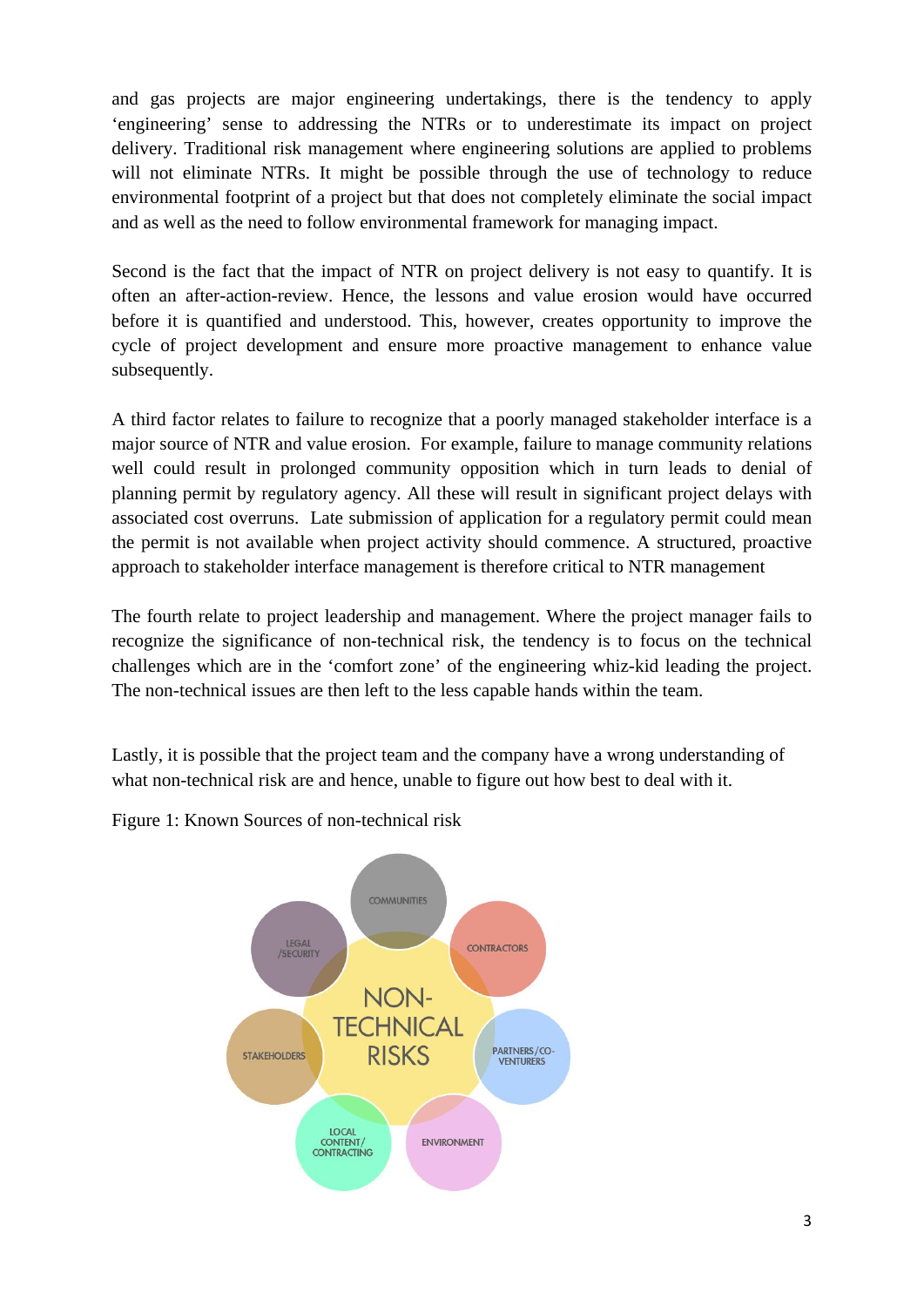and gas projects are major engineering undertakings, there is the tendency to apply 'engineering' sense to addressing the NTRs or to underestimate its impact on project delivery. Traditional risk management where engineering solutions are applied to problems will not eliminate NTRs. It might be possible through the use of technology to reduce environmental footprint of a project but that does not completely eliminate the social impact and as well as the need to follow environmental framework for managing impact.

Second is the fact that the impact of NTR on project delivery is not easy to quantify. It is often an after-action-review. Hence, the lessons and value erosion would have occurred before it is quantified and understood. This, however, creates opportunity to improve the cycle of project development and ensure more proactive management to enhance value subsequently.

A third factor relates to failure to recognize that a poorly managed stakeholder interface is a major source of NTR and value erosion. For example, failure to manage community relations well could result in prolonged community opposition which in turn leads to denial of planning permit by regulatory agency. All these will result in significant project delays with associated cost overruns. Late submission of application for a regulatory permit could mean the permit is not available when project activity should commence. A structured, proactive approach to stakeholder interface management is therefore critical to NTR management

The fourth relate to project leadership and management. Where the project manager fails to recognize the significance of non-technical risk, the tendency is to focus on the technical challenges which are in the 'comfort zone' of the engineering whiz-kid leading the project. The non-technical issues are then left to the less capable hands within the team.

Lastly, it is possible that the project team and the company have a wrong understanding of what non-technical risk are and hence, unable to figure out how best to deal with it.

Figure 1: Known Sources of non-technical risk

NON-TECHNICAL RISKS

COMMUNITIES

CONTRACTORS

PARTNERS/CO-VENTURERS

ENVIRONMENT

LOCAL CONTENT/ CONTRACTING

STAKEHOLDERS

LEGAL /SECURITY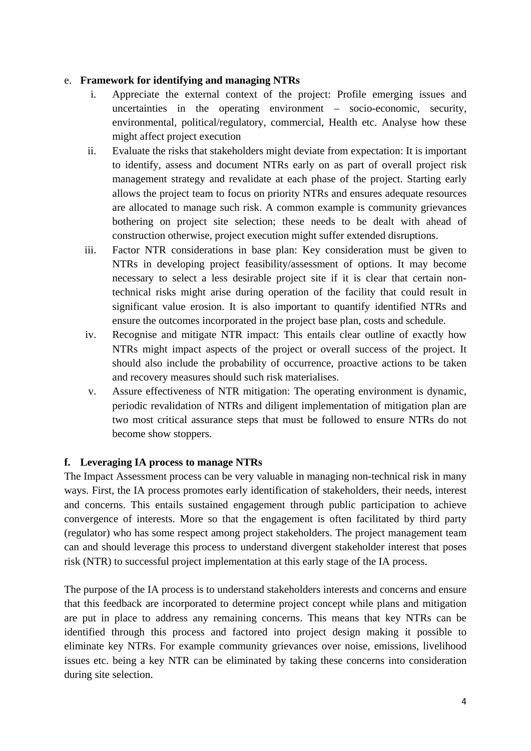e. **Framework for identifying and managing NTRs**

i. Appreciate the external context of the project: Profile emerging issues and uncertainties in the operating environment – socio-economic, security, environmental, political/regulatory, commercial, Health etc. Analyse how these might affect project execution

ii. Evaluate the risks that stakeholders might deviate from expectation: It is important to identify, assess and document NTRs early on as part of overall project risk management strategy and revalidate at each phase of the project. Starting early allows the project team to focus on priority NTRs and ensures adequate resources are allocated to manage such risk. A common example is community grievances bothering on project site selection; these needs to be dealt with ahead of construction otherwise, project execution might suffer extended disruptions.

iii. Factor NTR considerations in base plan: Key consideration must be given to NTRs in developing project feasibility/assessment of options. It may become necessary to select a less desirable project site if it is clear that certain non-technical risks might arise during operation of the facility that could result in significant value erosion. It is also important to quantify identified NTRs and ensure the outcomes incorporated in the project base plan, costs and schedule.

iv. Recognise and mitigate NTR impact: This entails clear outline of exactly how NTRs might impact aspects of the project or overall success of the project. It should also include the probability of occurrence, proactive actions to be taken and recovery measures should such risk materialises.

v. Assure effectiveness of NTR mitigation: The operating environment is dynamic, periodic revalidation of NTRs and diligent implementation of mitigation plan are two most critical assurance steps that must be followed to ensure NTRs do not become show stoppers.

**f. Leveraging IA process to manage NTRs**

The Impact Assessment process can be very valuable in managing non-technical risk in many ways. First, the IA process promotes early identification of stakeholders, their needs, interest and concerns. This entails sustained engagement through public participation to achieve convergence of interests. More so that the engagement is often facilitated by third party (regulator) who has some respect among project stakeholders. The project management team can and should leverage this process to understand divergent stakeholder interest that poses risk (NTR) to successful project implementation at this early stage of the IA process.

The purpose of the IA process is to understand stakeholders interests and concerns and ensure that this feedback are incorporated to determine project concept while plans and mitigation are put in place to address any remaining concerns. This means that key NTRs can be identified through this process and factored into project design making it possible to eliminate key NTRs. For example community grievances over noise, emissions, livelihood issues etc. being a key NTR can be eliminated by taking these concerns into consideration during site selection.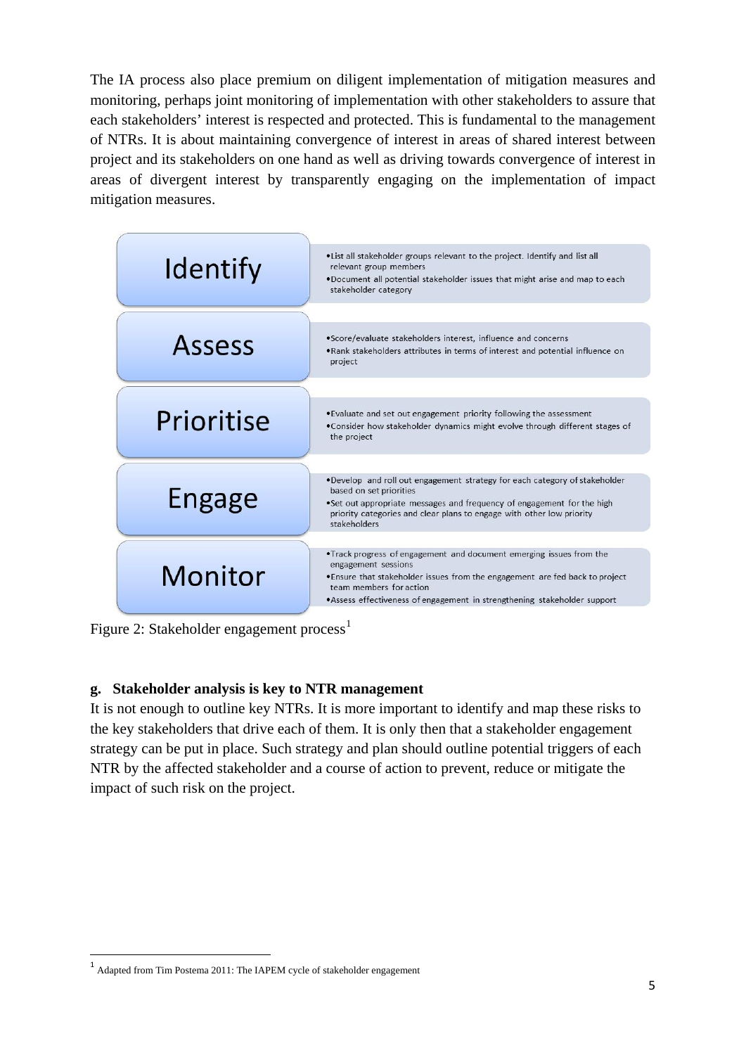The IA process also place premium on diligent implementation of mitigation measures and monitoring, perhaps joint monitoring of implementation with other stakeholders to assure that each stakeholders' interest is respected and protected. This is fundamental to the management of NTRs. It is about maintaining convergence of interest in areas of shared interest between project and its stakeholders on one hand as well as driving towards convergence of interest in areas of divergent interest by transparently engaging on the implementation of impact mitigation measures.

| | |
|---|---|
| Identify | • List all stakeholder groups relevant to the project. Identify and list all relevant group members<br>• Document all potential stakeholder issues that might arise and map to each stakeholder category |
| Assess | • Score/evaluate stakeholders interest, influence and concerns<br>• Rank stakeholders attributes in terms of interest and potential influence on project |
| Prioritise | • Evaluate and set out engagement priority following the assessment<br>• Consider how stakeholder dynamics might evolve through different stages of the project |
| Engage | • Develop and roll out engagement strategy for each category of stakeholder based on set priorities<br>• Set out appropriate messages and frequency of engagement for the high priority categories and clear plans to engage with other low priority stakeholders |
| Monitor | • Track progress of engagement and document emerging issues from the engagement sessions<br>• Ensure that stakeholder issues from the engagement are fed back to project team members for action<br>• Assess effectiveness of engagement in strengthening stakeholder support |

Figure 2: Stakeholder engagement process[1]

### g. Stakeholder analysis is key to NTR management

It is not enough to outline key NTRs. It is more important to identify and map these risks to the key stakeholders that drive each of them. It is only then that a stakeholder engagement strategy can be put in place. Such strategy and plan should outline potential triggers of each NTR by the affected stakeholder and a course of action to prevent, reduce or mitigate the impact of such risk on the project.

---

[1] Adapted from Tim Postema 2011: The IAPEM cycle of stakeholder engagement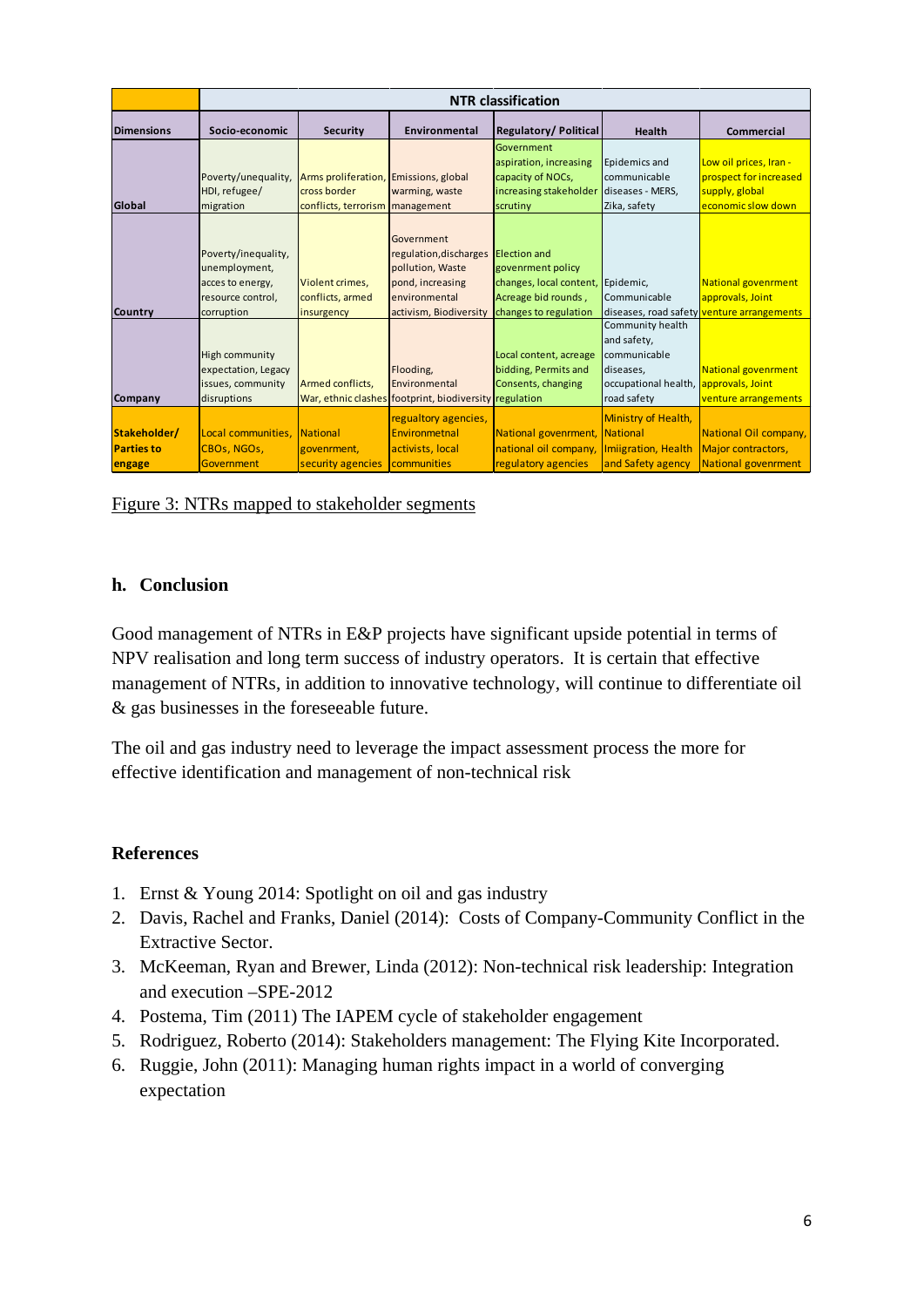| | NTR classification | | | | | |
|---|---|---|---|---|---|---|
| **Dimensions** | **Socio-economic** | **Security** | **Environmental** | **Regulatory/ Political** | **Health** | **Commercial** |
| **Global** | Poverty/unequality, HDI, refugee/ migration | Arms proliferation, cross border conflicts, terrorism | Emissions, global warming, waste management | Government aspiration, increasing capacity of NOCs, increasing stakeholder scrutiny | Epidemics and communicable diseases - MERS, Zika, safety | Low oil prices, Iran - prospect for increased supply, global economic slow down |
| **Country** | Poverty/inequality, unemployment, acces to energy, resource control, corruption | Violent crimes, conflicts, armed insurgency | Government regulation,discharges pollution, Waste pond, increasing environmental activism, Biodiversity | Election and govenrnment policy changes, local content, Acreage bid rounds , changes to regulation | Epidemic, Communicable diseases, road safety | National govenrment approvals, Joint venture arrangements |
| **Company** | High community expectation, Legacy issues, community disruptions | Armed conflicts, War, ethnic clashes | Flooding, Environmental footprint, biodiversity | Local content, acreage bidding, Permits and Consents, changing regulation | Community health and safety, communicable diseases, occupational health, road safety | National govenrment approvals, Joint venture arrangements |
| **Stakeholder/ Parties to engage** | Local communities, CBOs, NGOs, Government | National govenrment, security agencies | regualtory agencies, Environemtnal activists, local communities | National govenrment, national oil company, regulatory agencies | Ministry of Health, National Imiigration, Health and Safety agency | National Oil company, Major contractors, National govenrment |

Figure 3: NTRs mapped to stakeholder segments

## h. Conclusion

Good management of NTRs in E&P projects have significant upside potential in terms of NPV realisation and long term success of industry operators. It is certain that effective management of NTRs, in addition to innovative technology, will continue to differentiate oil & gas businesses in the foreseeable future.

The oil and gas industry need to leverage the impact assessment process the more for effective identification and management of non-technical risk

## References

1. Ernst & Young 2014: Spotlight on oil and gas industry
2. Davis, Rachel and Franks, Daniel (2014): Costs of Company-Community Conflict in the Extractive Sector.
3. McKeeman, Ryan and Brewer, Linda (2012): Non-technical risk leadership: Integration and execution –SPE-2012
4. Postema, Tim (2011) The IAPEM cycle of stakeholder engagement
5. Rodriguez, Roberto (2014): Stakeholders management: The Flying Kite Incorporated.
6. Ruggie, John (2011): Managing human rights impact in a world of converging expectation